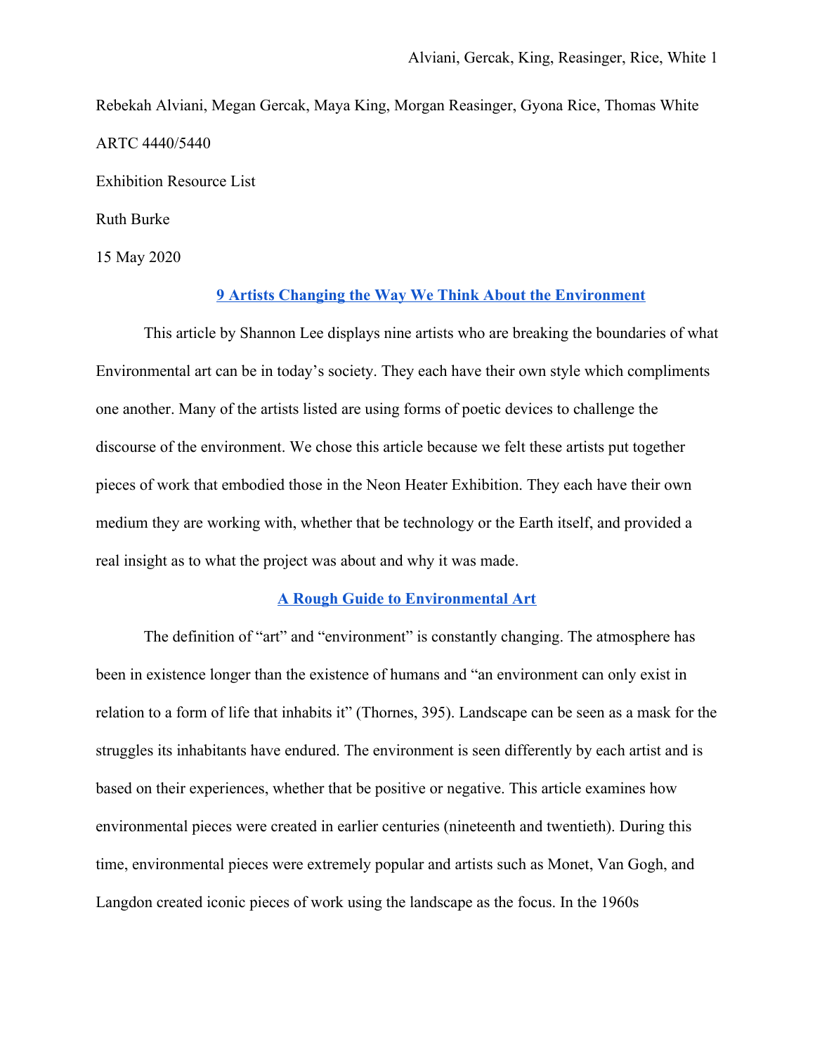Rebekah Alviani, Megan Gercak, Maya King, Morgan Reasinger, Gyona Rice, Thomas White

ARTC 4440/5440

Exhibition Resource List

Ruth Burke

15 May 2020

## 9 Artists Changing the Way We Think About the Environment

This article by Shannon Lee displays nine artists who are breaking the boundaries of what Environmental art can be in today's society. They each have their own style which compliments one another. Many of the artists listed are using forms of poetic devices to challenge the discourse of the environment. We chose this article because we felt these artists put together pieces of work that embodied those in the Neon Heater Exhibition. They each have their own medium they are working with, whether that be technology or the Earth itself, and provided a real insight as to what the project was about and why it was made.

## A Rough Guide to Environmental Art

The definition of "art" and "environment" is constantly changing. The atmosphere has been in existence longer than the existence of humans and "an environment can only exist in relation to a form of life that inhabits it" (Thornes, 395). Landscape can be seen as a mask for the struggles its inhabitants have endured. The environment is seen differently by each artist and is based on their experiences, whether that be positive or negative. This article examines how environmental pieces were created in earlier centuries (nineteenth and twentieth). During this time, environmental pieces were extremely popular and artists such as Monet, Van Gogh, and Langdon created iconic pieces of work using the landscape as the focus. In the 1960s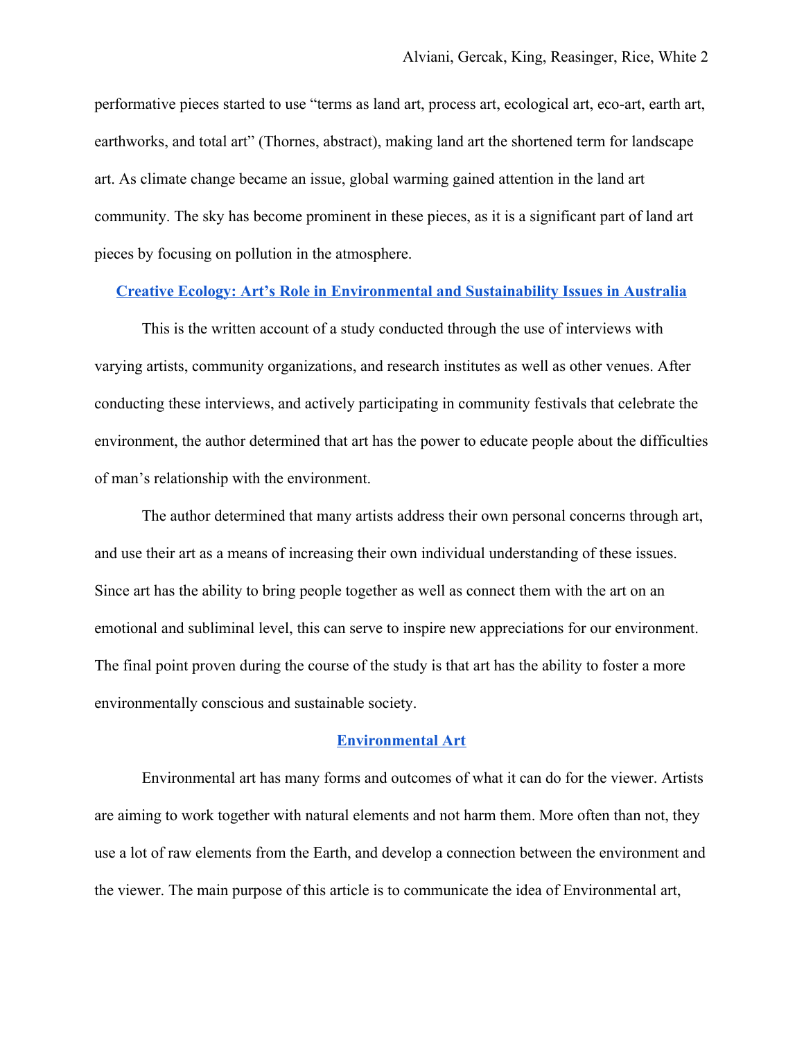performative pieces started to use "terms as land art, process art, ecological art, eco-art, earth art, earthworks, and total art" (Thornes, abstract), making land art the shortened term for landscape art. As climate change became an issue, global warming gained attention in the land art community. The sky has become prominent in these pieces, as it is a significant part of land art pieces by focusing on pollution in the atmosphere.

## Creative Ecology: Art's Role in Environmental and Sustainability Issues in Australia

This is the written account of a study conducted through the use of interviews with varying artists, community organizations, and research institutes as well as other venues. After conducting these interviews, and actively participating in community festivals that celebrate the environment, the author determined that art has the power to educate people about the difficulties of man's relationship with the environment.

The author determined that many artists address their own personal concerns through art, and use their art as a means of increasing their own individual understanding of these issues. Since art has the ability to bring people together as well as connect them with the art on an emotional and subliminal level, this can serve to inspire new appreciations for our environment. The final point proven during the course of the study is that art has the ability to foster a more environmentally conscious and sustainable society.

## Environmental Art

Environmental art has many forms and outcomes of what it can do for the viewer. Artists are aiming to work together with natural elements and not harm them. More often than not, they use a lot of raw elements from the Earth, and develop a connection between the environment and the viewer. The main purpose of this article is to communicate the idea of Environmental art,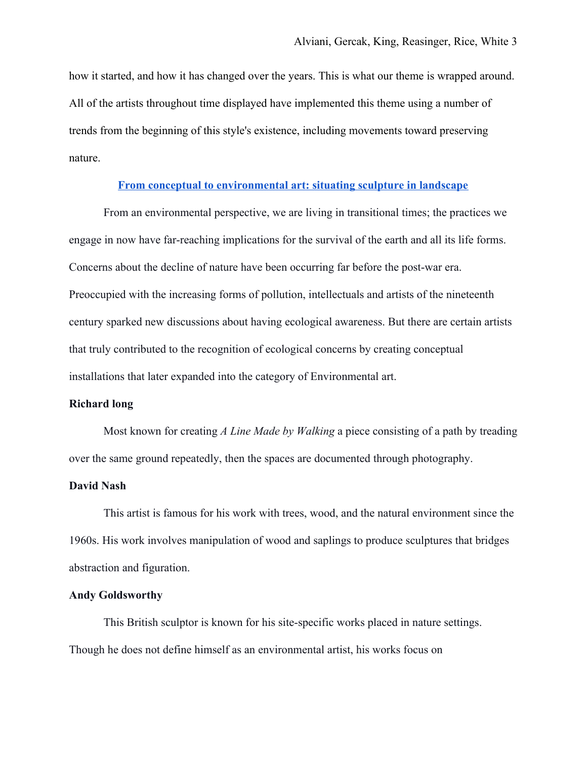how it started, and how it has changed over the years. This is what our theme is wrapped around. All of the artists throughout time displayed have implemented this theme using a number of trends from the beginning of this style's existence, including movements toward preserving nature.

## From conceptual to environmental art: situating sculpture in landscape

From an environmental perspective, we are living in transitional times; the practices we engage in now have far-reaching implications for the survival of the earth and all its life forms. Concerns about the decline of nature have been occurring far before the post-war era. Preoccupied with the increasing forms of pollution, intellectuals and artists of the nineteenth century sparked new discussions about having ecological awareness. But there are certain artists that truly contributed to the recognition of ecological concerns by creating conceptual installations that later expanded into the category of Environmental art.

**Richard long**

Most known for creating *A Line Made by Walking* a piece consisting of a path by treading over the same ground repeatedly, then the spaces are documented through photography.

**David Nash**

This artist is famous for his work with trees, wood, and the natural environment since the 1960s. His work involves manipulation of wood and saplings to produce sculptures that bridges abstraction and figuration.

**Andy Goldsworthy**

This British sculptor is known for his site-specific works placed in nature settings. Though he does not define himself as an environmental artist, his works focus on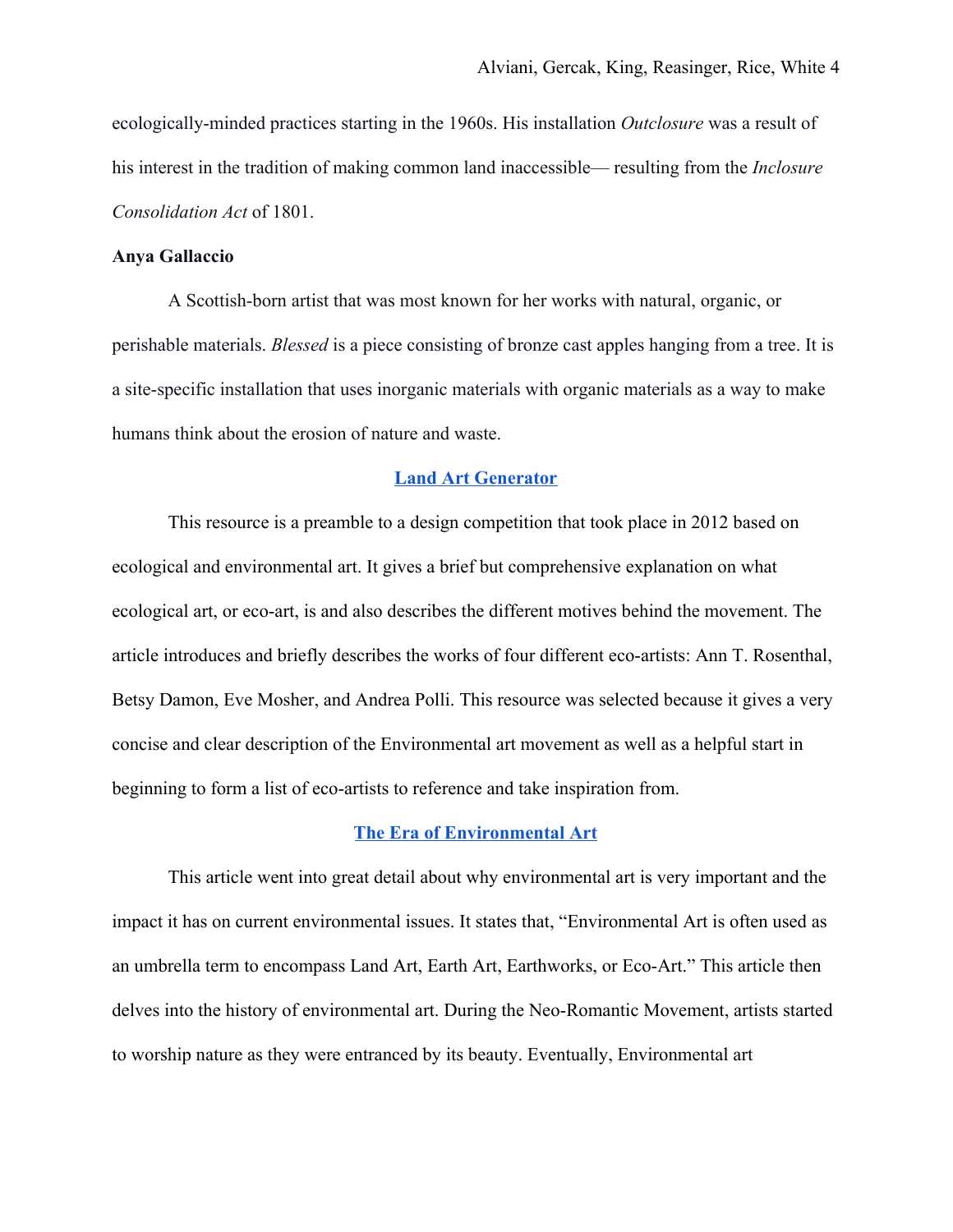ecologically-minded practices starting in the 1960s. His installation *Outclosure* was a result of his interest in the tradition of making common land inaccessible— resulting from the *Inclosure Consolidation Act* of 1801.

**Anya Gallaccio**

A Scottish-born artist that was most known for her works with natural, organic, or perishable materials. *Blessed* is a piece consisting of bronze cast apples hanging from a tree. It is a site-specific installation that uses inorganic materials with organic materials as a way to make humans think about the erosion of nature and waste.

**Land Art Generator**

This resource is a preamble to a design competition that took place in 2012 based on ecological and environmental art. It gives a brief but comprehensive explanation on what ecological art, or eco-art, is and also describes the different motives behind the movement. The article introduces and briefly describes the works of four different eco-artists: Ann T. Rosenthal, Betsy Damon, Eve Mosher, and Andrea Polli. This resource was selected because it gives a very concise and clear description of the Environmental art movement as well as a helpful start in beginning to form a list of eco-artists to reference and take inspiration from.

**The Era of Environmental Art**

This article went into great detail about why environmental art is very important and the impact it has on current environmental issues. It states that, "Environmental Art is often used as an umbrella term to encompass Land Art, Earth Art, Earthworks, or Eco-Art." This article then delves into the history of environmental art. During the Neo-Romantic Movement, artists started to worship nature as they were entranced by its beauty. Eventually, Environmental art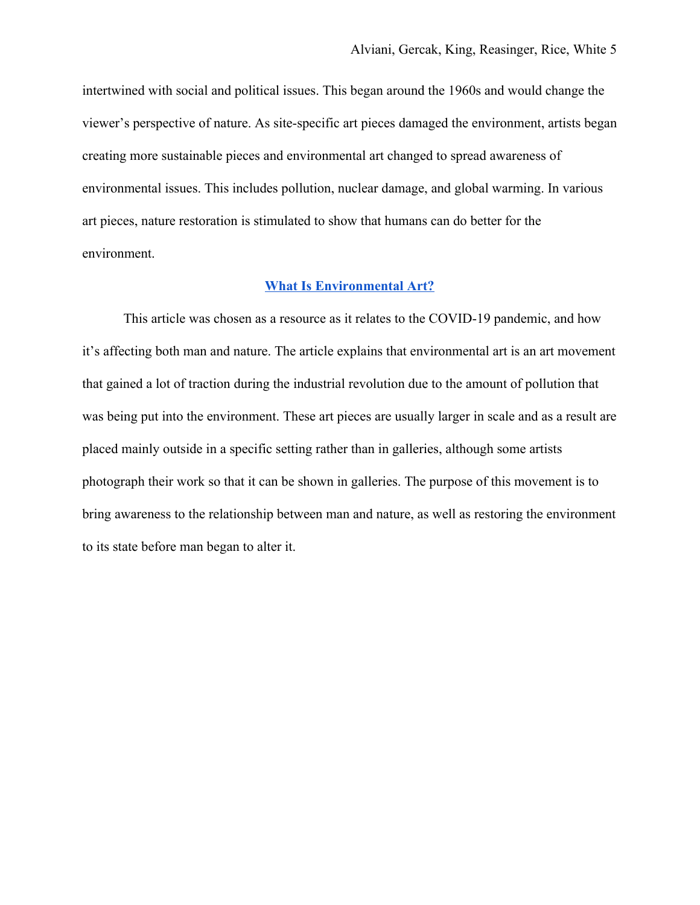intertwined with social and political issues. This began around the 1960s and would change the viewer's perspective of nature. As site-specific art pieces damaged the environment, artists began creating more sustainable pieces and environmental art changed to spread awareness of environmental issues. This includes pollution, nuclear damage, and global warming. In various art pieces, nature restoration is stimulated to show that humans can do better for the environment.

## What Is Environmental Art?

This article was chosen as a resource as it relates to the COVID-19 pandemic, and how it's affecting both man and nature. The article explains that environmental art is an art movement that gained a lot of traction during the industrial revolution due to the amount of pollution that was being put into the environment. These art pieces are usually larger in scale and as a result are placed mainly outside in a specific setting rather than in galleries, although some artists photograph their work so that it can be shown in galleries. The purpose of this movement is to bring awareness to the relationship between man and nature, as well as restoring the environment to its state before man began to alter it.